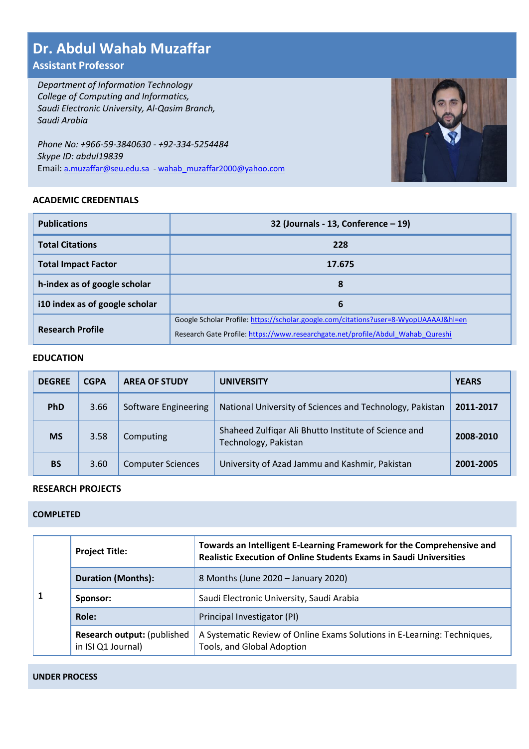# Dr. Abdul Wahab Muzaffar

## Assistant Professor

*Department of Information Technology*
*College of Computing and Informatics,*
*Saudi Electronic University, Al-Qasim Branch,*
*Saudi Arabia*

*Phone No: +966-59-3840630 - +92-334-5254484*
*Skype ID: abdul19839*
Email: a.muzaffar@seu.edu.sa - wahab_muzaffar2000@yahoo.com

### ACADEMIC CREDENTIALS

| | |
|---|---|
| **Publications** | **32 (Journals - 13, Conference – 19)** |
| **Total Citations** | **228** |
| **Total Impact Factor** | **17.675** |
| **h-index as of google scholar** | **8** |
| **i10 index as of google scholar** | **6** |
| **Research Profile** | Google Scholar Profile: https://scholar.google.com/citations?user=8-WyopUAAAAJ&hl=en<br>Research Gate Profile: https://www.researchgate.net/profile/Abdul_Wahab_Qureshi |

### EDUCATION

| DEGREE | CGPA | AREA OF STUDY | UNIVERSITY | YEARS |
|---|---|---|---|---|
| **PhD** | 3.66 | Software Engineering | National University of Sciences and Technology, Pakistan | **2011-2017** |
| **MS** | 3.58 | Computing | Shaheed Zulfiqar Ali Bhutto Institute of Science and Technology, Pakistan | **2008-2010** |
| **BS** | 3.60 | Computer Sciences | University of Azad Jammu and Kashmir, Pakistan | **2001-2005** |

### RESEARCH PROJECTS

#### COMPLETED

| | | |
|---|---|---|
| **1** | **Project Title:** | **Towards an Intelligent E-Learning Framework for the Comprehensive and Realistic Execution of Online Students Exams in Saudi Universities** |
| | **Duration (Months):** | 8 Months (June 2020 – January 2020) |
| | **Sponsor:** | Saudi Electronic University, Saudi Arabia |
| | **Role:** | Principal Investigator (PI) |
| | **Research output:** (published in ISI Q1 Journal) | A Systematic Review of Online Exams Solutions in E-Learning: Techniques, Tools, and Global Adoption |

#### UNDER PROCESS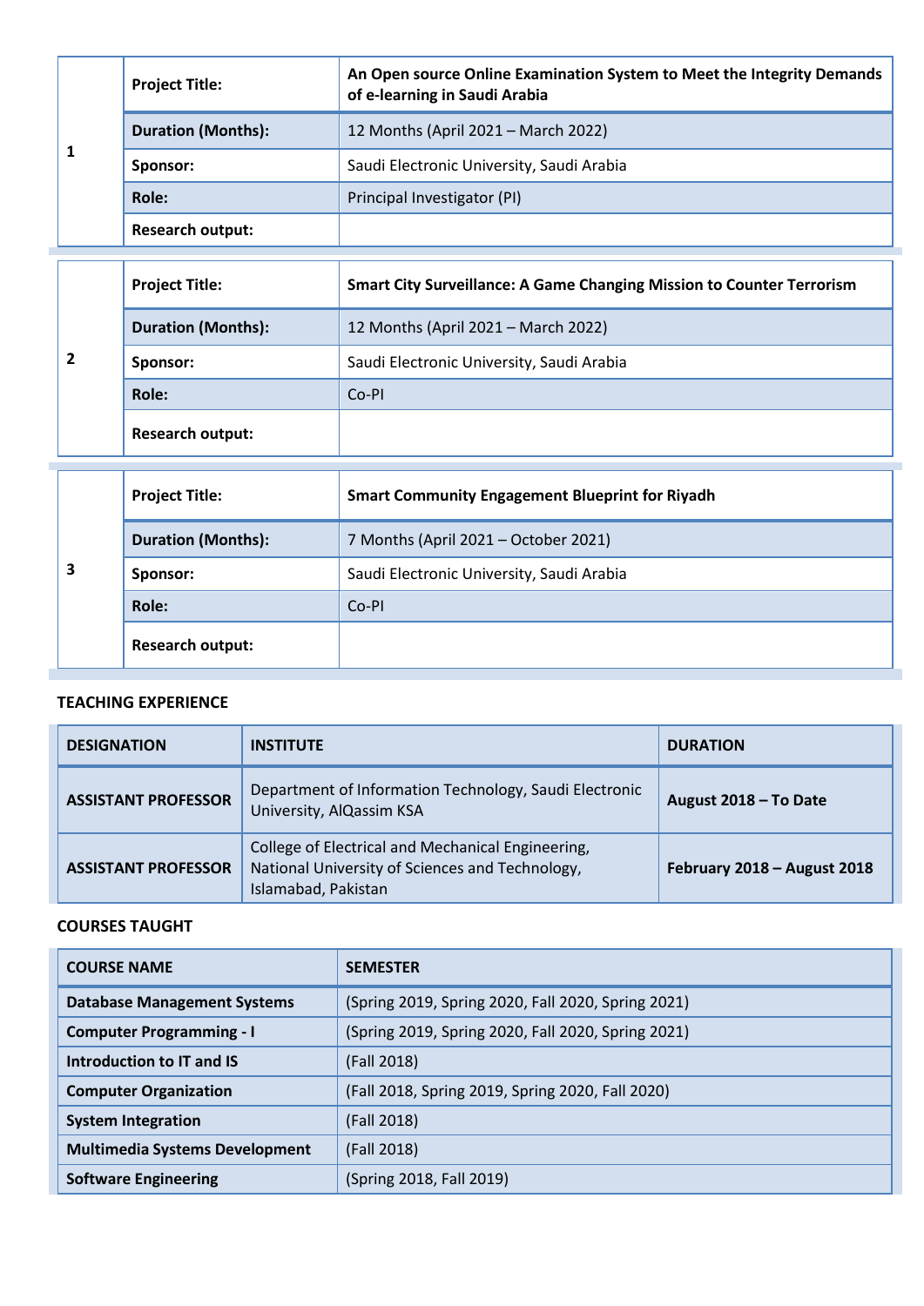| | | |
|---|---|---|
| 1 | **Project Title:** | **An Open source Online Examination System to Meet the Integrity Demands of e-learning in Saudi Arabia** |
| | **Duration (Months):** | 12 Months (April 2021 – March 2022) |
| | **Sponsor:** | Saudi Electronic University, Saudi Arabia |
| | **Role:** | Principal Investigator (PI) |
| | **Research output:** | |

| | | |
|---|---|---|
| 2 | **Project Title:** | **Smart City Surveillance: A Game Changing Mission to Counter Terrorism** |
| | **Duration (Months):** | 12 Months (April 2021 – March 2022) |
| | **Sponsor:** | Saudi Electronic University, Saudi Arabia |
| | **Role:** | Co-PI |
| | **Research output:** | |

| | | |
|---|---|---|
| 3 | **Project Title:** | **Smart Community Engagement Blueprint for Riyadh** |
| | **Duration (Months):** | 7 Months (April 2021 – October 2021) |
| | **Sponsor:** | Saudi Electronic University, Saudi Arabia |
| | **Role:** | Co-PI |
| | **Research output:** | |

## TEACHING EXPERIENCE

| DESIGNATION | INSTITUTE | DURATION |
|---|---|---|
| **ASSISTANT PROFESSOR** | Department of Information Technology, Saudi Electronic University, AlQassim KSA | **August 2018 – To Date** |
| **ASSISTANT PROFESSOR** | College of Electrical and Mechanical Engineering, National University of Sciences and Technology, Islamabad, Pakistan | **February 2018 – August 2018** |

## COURSES TAUGHT

| COURSE NAME | SEMESTER |
|---|---|
| **Database Management Systems** | (Spring 2019, Spring 2020, Fall 2020, Spring 2021) |
| **Computer Programming - I** | (Spring 2019, Spring 2020, Fall 2020, Spring 2021) |
| **Introduction to IT and IS** | (Fall 2018) |
| **Computer Organization** | (Fall 2018, Spring 2019, Spring 2020, Fall 2020) |
| **System Integration** | (Fall 2018) |
| **Multimedia Systems Development** | (Fall 2018) |
| **Software Engineering** | (Spring 2018, Fall 2019) |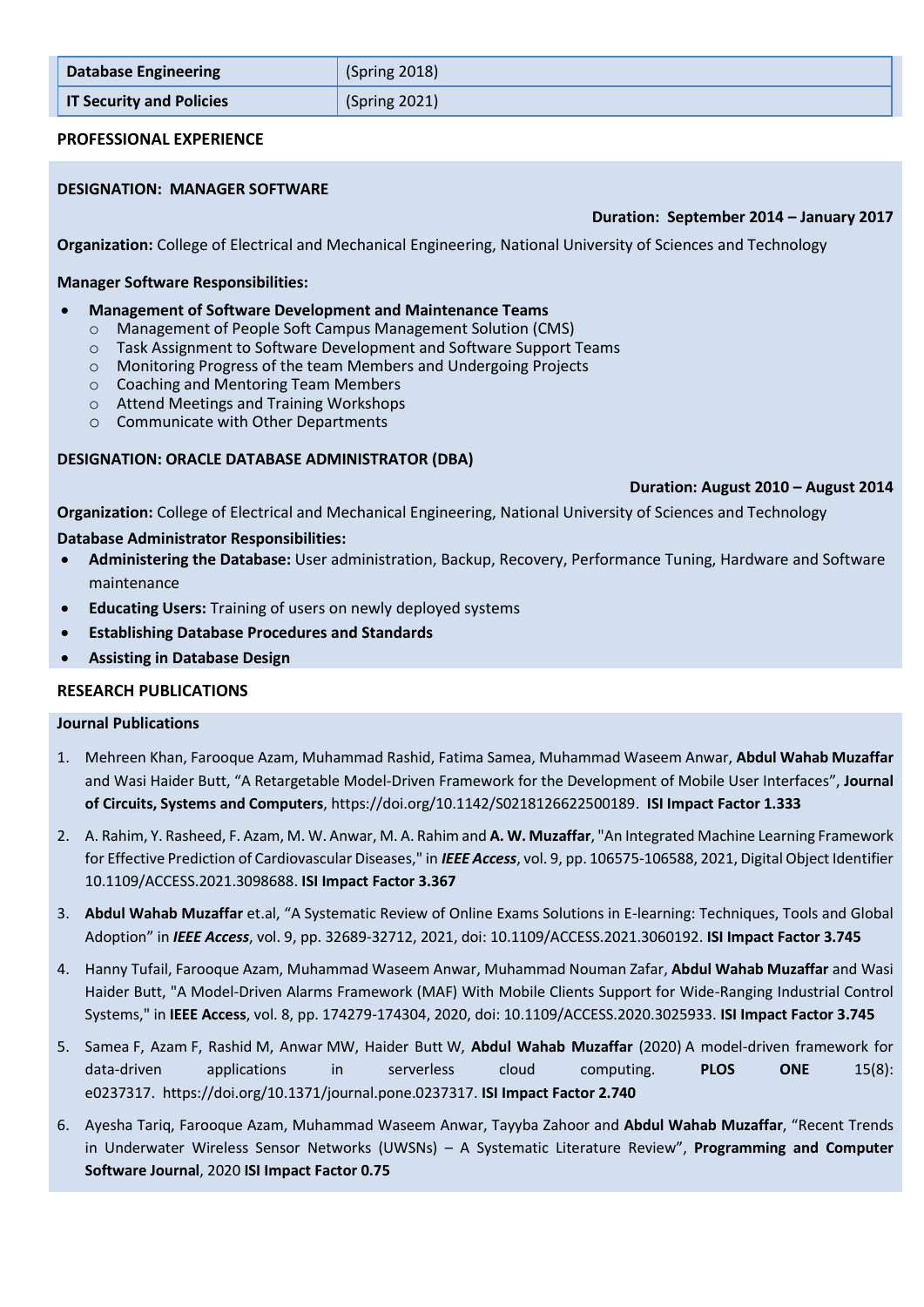| Database Engineering | (Spring 2018) |
|---|---|
| IT Security and Policies | (Spring 2021) |

## PROFESSIONAL EXPERIENCE

### DESIGNATION: MANAGER SOFTWARE

**Duration: September 2014 – January 2017**

**Organization:** College of Electrical and Mechanical Engineering, National University of Sciences and Technology

**Manager Software Responsibilities:**

- **Management of Software Development and Maintenance Teams**
  - Management of People Soft Campus Management Solution (CMS)
  - Task Assignment to Software Development and Software Support Teams
  - Monitoring Progress of the team Members and Undergoing Projects
  - Coaching and Mentoring Team Members
  - Attend Meetings and Training Workshops
  - Communicate with Other Departments

### DESIGNATION: ORACLE DATABASE ADMINISTRATOR (DBA)

**Duration: August 2010 – August 2014**

**Organization:** College of Electrical and Mechanical Engineering, National University of Sciences and Technology

**Database Administrator Responsibilities:**

- **Administering the Database:** User administration, Backup, Recovery, Performance Tuning, Hardware and Software maintenance
- **Educating Users:** Training of users on newly deployed systems
- **Establishing Database Procedures and Standards**
- **Assisting in Database Design**

## RESEARCH PUBLICATIONS

### Journal Publications

1. Mehreen Khan, Farooque Azam, Muhammad Rashid, Fatima Samea, Muhammad Waseem Anwar, **Abdul Wahab Muzaffar** and Wasi Haider Butt, "A Retargetable Model-Driven Framework for the Development of Mobile User Interfaces", **Journal of Circuits, Systems and Computers**, https://doi.org/10.1142/S0218126622500189. **ISI Impact Factor 1.333**

2. A. Rahim, Y. Rasheed, F. Azam, M. W. Anwar, M. A. Rahim and **A. W. Muzaffar**, "An Integrated Machine Learning Framework for Effective Prediction of Cardiovascular Diseases," in ***IEEE Access***, vol. 9, pp. 106575-106588, 2021, Digital Object Identifier 10.1109/ACCESS.2021.3098688. **ISI Impact Factor 3.367**

3. **Abdul Wahab Muzaffar** et.al, "A Systematic Review of Online Exams Solutions in E-learning: Techniques, Tools and Global Adoption" in ***IEEE Access***, vol. 9, pp. 32689-32712, 2021, doi: 10.1109/ACCESS.2021.3060192. **ISI Impact Factor 3.745**

4. Hanny Tufail, Farooque Azam, Muhammad Waseem Anwar, Muhammad Nouman Zafar, **Abdul Wahab Muzaffar** and Wasi Haider Butt, "A Model-Driven Alarms Framework (MAF) With Mobile Clients Support for Wide-Ranging Industrial Control Systems," in **IEEE Access**, vol. 8, pp. 174279-174304, 2020, doi: 10.1109/ACCESS.2020.3025933. **ISI Impact Factor 3.745**

5. Samea F, Azam F, Rashid M, Anwar MW, Haider Butt W, **Abdul Wahab Muzaffar** (2020) A model-driven framework for data-driven applications in serverless cloud computing. **PLOS ONE** 15(8): e0237317. https://doi.org/10.1371/journal.pone.0237317. **ISI Impact Factor 2.740**

6. Ayesha Tariq, Farooque Azam, Muhammad Waseem Anwar, Tayyba Zahoor and **Abdul Wahab Muzaffar**, "Recent Trends in Underwater Wireless Sensor Networks (UWSNs) – A Systematic Literature Review", **Programming and Computer Software Journal**, 2020 **ISI Impact Factor 0.75**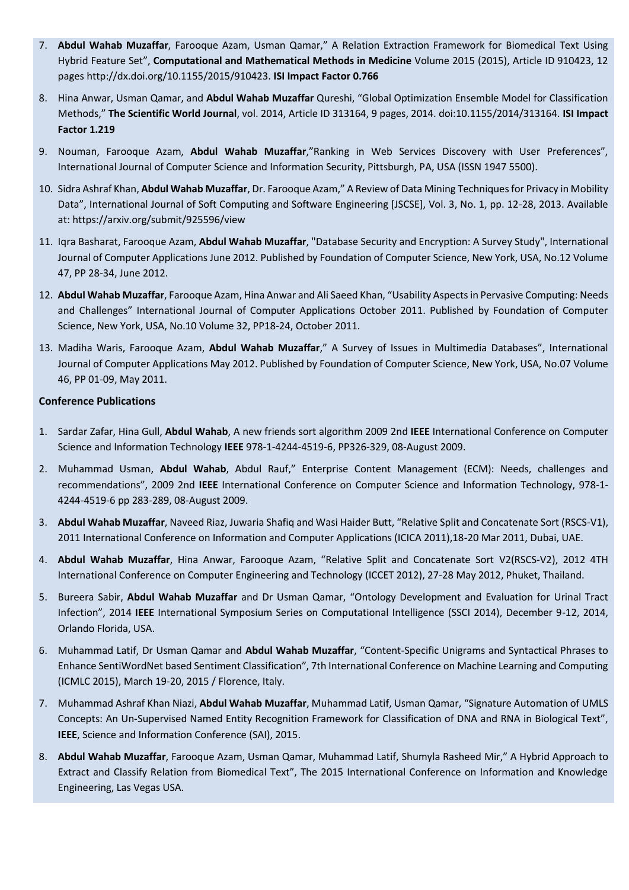7. **Abdul Wahab Muzaffar**, Farooque Azam, Usman Qamar," A Relation Extraction Framework for Biomedical Text Using Hybrid Feature Set", **Computational and Mathematical Methods in Medicine** Volume 2015 (2015), Article ID 910423, 12 pages http://dx.doi.org/10.1155/2015/910423. **ISI Impact Factor 0.766**

8. Hina Anwar, Usman Qamar, and **Abdul Wahab Muzaffar** Qureshi, "Global Optimization Ensemble Model for Classification Methods," **The Scientific World Journal**, vol. 2014, Article ID 313164, 9 pages, 2014. doi:10.1155/2014/313164. **ISI Impact Factor 1.219**

9. Nouman, Farooque Azam, **Abdul Wahab Muzaffar**,"Ranking in Web Services Discovery with User Preferences", International Journal of Computer Science and Information Security, Pittsburgh, PA, USA (ISSN 1947 5500).

10. Sidra Ashraf Khan, **Abdul Wahab Muzaffar**, Dr. Farooque Azam," A Review of Data Mining Techniques for Privacy in Mobility Data", International Journal of Soft Computing and Software Engineering [JSCSE], Vol. 3, No. 1, pp. 12-28, 2013. Available at: https://arxiv.org/submit/925596/view

11. Iqra Basharat, Farooque Azam, **Abdul Wahab Muzaffar**, "Database Security and Encryption: A Survey Study", International Journal of Computer Applications June 2012. Published by Foundation of Computer Science, New York, USA, No.12 Volume 47, PP 28-34, June 2012.

12. **Abdul Wahab Muzaffar**, Farooque Azam, Hina Anwar and Ali Saeed Khan, "Usability Aspects in Pervasive Computing: Needs and Challenges" International Journal of Computer Applications October 2011. Published by Foundation of Computer Science, New York, USA, No.10 Volume 32, PP18-24, October 2011.

13. Madiha Waris, Farooque Azam, **Abdul Wahab Muzaffar**," A Survey of Issues in Multimedia Databases", International Journal of Computer Applications May 2012. Published by Foundation of Computer Science, New York, USA, No.07 Volume 46, PP 01-09, May 2011.

**Conference Publications**

1. Sardar Zafar, Hina Gull, **Abdul Wahab**, A new friends sort algorithm 2009 2nd **IEEE** International Conference on Computer Science and Information Technology **IEEE** 978-1-4244-4519-6, PP326-329, 08-August 2009.

2. Muhammad Usman, **Abdul Wahab**, Abdul Rauf," Enterprise Content Management (ECM): Needs, challenges and recommendations", 2009 2nd **IEEE** International Conference on Computer Science and Information Technology, 978-1-4244-4519-6 pp 283-289, 08-August 2009.

3. **Abdul Wahab Muzaffar**, Naveed Riaz, Juwaria Shafiq and Wasi Haider Butt, "Relative Split and Concatenate Sort (RSCS-V1), 2011 International Conference on Information and Computer Applications (ICICA 2011),18-20 Mar 2011, Dubai, UAE.

4. **Abdul Wahab Muzaffar**, Hina Anwar, Farooque Azam, "Relative Split and Concatenate Sort V2(RSCS-V2), 2012 4TH International Conference on Computer Engineering and Technology (ICCET 2012), 27-28 May 2012, Phuket, Thailand.

5. Bureera Sabir, **Abdul Wahab Muzaffar** and Dr Usman Qamar, "Ontology Development and Evaluation for Urinal Tract Infection", 2014 **IEEE** International Symposium Series on Computational Intelligence (SSCI 2014), December 9-12, 2014, Orlando Florida, USA.

6. Muhammad Latif, Dr Usman Qamar and **Abdul Wahab Muzaffar**, "Content-Specific Unigrams and Syntactical Phrases to Enhance SentiWordNet based Sentiment Classification", 7th International Conference on Machine Learning and Computing (ICMLC 2015), March 19-20, 2015 / Florence, Italy.

7. Muhammad Ashraf Khan Niazi, **Abdul Wahab Muzaffar**, Muhammad Latif, Usman Qamar, "Signature Automation of UMLS Concepts: An Un-Supervised Named Entity Recognition Framework for Classification of DNA and RNA in Biological Text", **IEEE**, Science and Information Conference (SAI), 2015.

8. **Abdul Wahab Muzaffar**, Farooque Azam, Usman Qamar, Muhammad Latif, Shumyla Rasheed Mir," A Hybrid Approach to Extract and Classify Relation from Biomedical Text", The 2015 International Conference on Information and Knowledge Engineering, Las Vegas USA.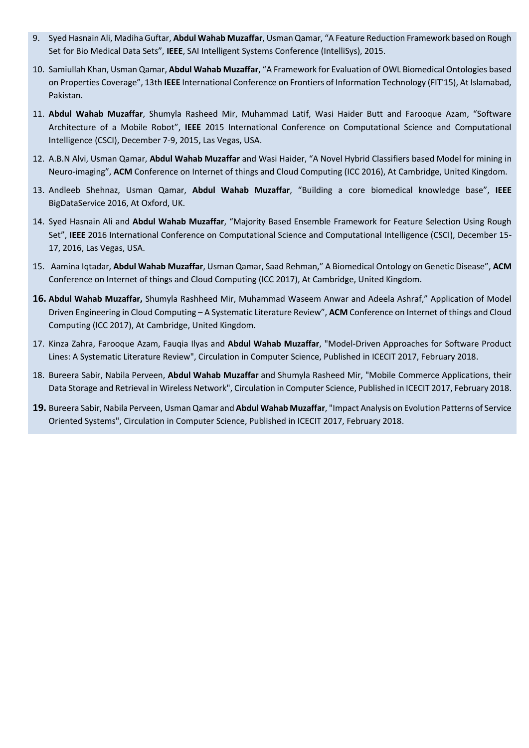9. Syed Hasnain Ali, Madiha Guftar, **Abdul Wahab Muzaffar**, Usman Qamar, "A Feature Reduction Framework based on Rough Set for Bio Medical Data Sets", **IEEE**, SAI Intelligent Systems Conference (IntelliSys), 2015.
10. Samiullah Khan, Usman Qamar, **Abdul Wahab Muzaffar**, "A Framework for Evaluation of OWL Biomedical Ontologies based on Properties Coverage", 13th **IEEE** International Conference on Frontiers of Information Technology (FIT'15), At Islamabad, Pakistan.
11. **Abdul Wahab Muzaffar**, Shumyla Rasheed Mir, Muhammad Latif, Wasi Haider Butt and Farooque Azam, "Software Architecture of a Mobile Robot", **IEEE** 2015 International Conference on Computational Science and Computational Intelligence (CSCI), December 7-9, 2015, Las Vegas, USA.
12. A.B.N Alvi, Usman Qamar, **Abdul Wahab Muzaffar** and Wasi Haider, "A Novel Hybrid Classifiers based Model for mining in Neuro-imaging", **ACM** Conference on Internet of things and Cloud Computing (ICC 2016), At Cambridge, United Kingdom.
13. Andleeb Shehnaz, Usman Qamar, **Abdul Wahab Muzaffar**, "Building a core biomedical knowledge base", **IEEE** BigDataService 2016, At Oxford, UK.
14. Syed Hasnain Ali and **Abdul Wahab Muzaffar**, "Majority Based Ensemble Framework for Feature Selection Using Rough Set", **IEEE** 2016 International Conference on Computational Science and Computational Intelligence (CSCI), December 15-17, 2016, Las Vegas, USA.
15. Aamina Iqtadar, **Abdul Wahab Muzaffar**, Usman Qamar, Saad Rehman," A Biomedical Ontology on Genetic Disease", **ACM** Conference on Internet of things and Cloud Computing (ICC 2017), At Cambridge, United Kingdom.
16. **Abdul Wahab Muzaffar,** Shumyla Rashheed Mir, Muhammad Waseem Anwar and Adeela Ashraf," Application of Model Driven Engineering in Cloud Computing – A Systematic Literature Review", **ACM** Conference on Internet of things and Cloud Computing (ICC 2017), At Cambridge, United Kingdom.
17. Kinza Zahra, Farooque Azam, Fauqia Ilyas and **Abdul Wahab Muzaffar**, "Model-Driven Approaches for Software Product Lines: A Systematic Literature Review", Circulation in Computer Science, Published in ICECIT 2017, February 2018.
18. Bureera Sabir, Nabila Perveen, **Abdul Wahab Muzaffar** and Shumyla Rasheed Mir, "Mobile Commerce Applications, their Data Storage and Retrieval in Wireless Network", Circulation in Computer Science, Published in ICECIT 2017, February 2018.
19. Bureera Sabir, Nabila Perveen, Usman Qamar and **Abdul Wahab Muzaffar**, "Impact Analysis on Evolution Patterns of Service Oriented Systems", Circulation in Computer Science, Published in ICECIT 2017, February 2018.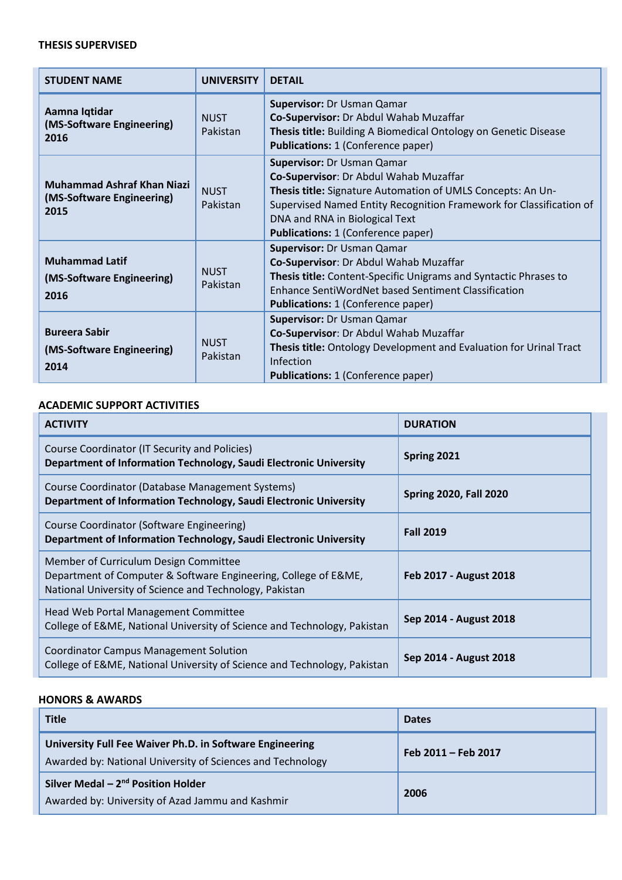### THESIS SUPERVISED

| STUDENT NAME | UNIVERSITY | DETAIL |
|---|---|---|
| **Aamna Iqtidar (MS-Software Engineering) 2016** | NUST Pakistan | **Supervisor:** Dr Usman Qamar<br>**Co-Supervisor:** Dr Abdul Wahab Muzaffar<br>**Thesis title:** Building A Biomedical Ontology on Genetic Disease<br>**Publications:** 1 (Conference paper) |
| **Muhammad Ashraf Khan Niazi (MS-Software Engineering) 2015** | NUST Pakistan | **Supervisor:** Dr Usman Qamar<br>**Co-Supervisor**: Dr Abdul Wahab Muzaffar<br>**Thesis title:** Signature Automation of UMLS Concepts: An Un-Supervised Named Entity Recognition Framework for Classification of DNA and RNA in Biological Text<br>**Publications:** 1 (Conference paper) |
| **Muhammad Latif (MS-Software Engineering) 2016** | NUST Pakistan | **Supervisor:** Dr Usman Qamar<br>**Co-Supervisor**: Dr Abdul Wahab Muzaffar<br>**Thesis title:** Content-Specific Unigrams and Syntactic Phrases to Enhance SentiWordNet based Sentiment Classification<br>**Publications:** 1 (Conference paper) |
| **Bureera Sabir (MS-Software Engineering) 2014** | NUST Pakistan | **Supervisor:** Dr Usman Qamar<br>**Co-Supervisor**: Dr Abdul Wahab Muzaffar<br>**Thesis title:** Ontology Development and Evaluation for Urinal Tract Infection<br>**Publications:** 1 (Conference paper) |

### ACADEMIC SUPPORT ACTIVITIES

| ACTIVITY | DURATION |
|---|---|
| Course Coordinator (IT Security and Policies)<br>**Department of Information Technology, Saudi Electronic University** | **Spring 2021** |
| Course Coordinator (Database Management Systems)<br>**Department of Information Technology, Saudi Electronic University** | **Spring 2020, Fall 2020** |
| Course Coordinator (Software Engineering)<br>**Department of Information Technology, Saudi Electronic University** | **Fall 2019** |
| Member of Curriculum Design Committee<br>Department of Computer & Software Engineering, College of E&ME, National University of Science and Technology, Pakistan | **Feb 2017 - August 2018** |
| Head Web Portal Management Committee<br>College of E&ME, National University of Science and Technology, Pakistan | **Sep 2014 - August 2018** |
| Coordinator Campus Management Solution<br>College of E&ME, National University of Science and Technology, Pakistan | **Sep 2014 - August 2018** |

### HONORS & AWARDS

| Title | Dates |
|---|---|
| **University Full Fee Waiver Ph.D. in Software Engineering**<br>Awarded by: National University of Sciences and Technology | **Feb 2011 – Feb 2017** |
| **Silver Medal – 2nd Position Holder**<br>Awarded by: University of Azad Jammu and Kashmir | **2006** |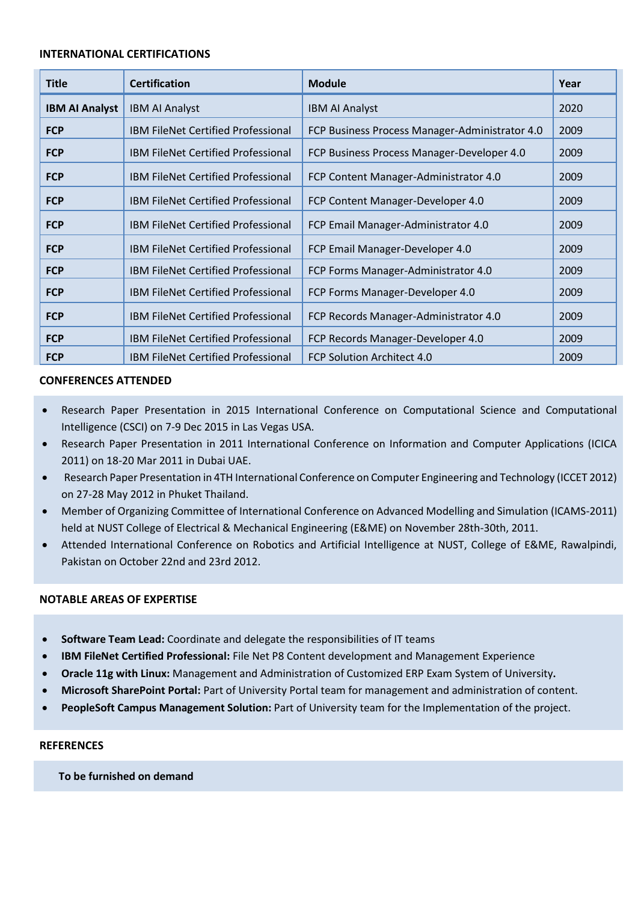## INTERNATIONAL CERTIFICATIONS

| Title | Certification | Module | Year |
|---|---|---|---|
| **IBM AI Analyst** | IBM AI Analyst | IBM AI Analyst | 2020 |
| **FCP** | IBM FileNet Certified Professional | FCP Business Process Manager-Administrator 4.0 | 2009 |
| **FCP** | IBM FileNet Certified Professional | FCP Business Process Manager-Developer 4.0 | 2009 |
| **FCP** | IBM FileNet Certified Professional | FCP Content Manager-Administrator 4.0 | 2009 |
| **FCP** | IBM FileNet Certified Professional | FCP Content Manager-Developer 4.0 | 2009 |
| **FCP** | IBM FileNet Certified Professional | FCP Email Manager-Administrator 4.0 | 2009 |
| **FCP** | IBM FileNet Certified Professional | FCP Email Manager-Developer 4.0 | 2009 |
| **FCP** | IBM FileNet Certified Professional | FCP Forms Manager-Administrator 4.0 | 2009 |
| **FCP** | IBM FileNet Certified Professional | FCP Forms Manager-Developer 4.0 | 2009 |
| **FCP** | IBM FileNet Certified Professional | FCP Records Manager-Administrator 4.0 | 2009 |
| **FCP** | IBM FileNet Certified Professional | FCP Records Manager-Developer 4.0 | 2009 |
| **FCP** | IBM FileNet Certified Professional | FCP Solution Architect 4.0 | 2009 |

## CONFERENCES ATTENDED

- Research Paper Presentation in 2015 International Conference on Computational Science and Computational Intelligence (CSCI) on 7-9 Dec 2015 in Las Vegas USA.
- Research Paper Presentation in 2011 International Conference on Information and Computer Applications (ICICA 2011) on 18-20 Mar 2011 in Dubai UAE.
- Research Paper Presentation in 4TH International Conference on Computer Engineering and Technology (ICCET 2012) on 27-28 May 2012 in Phuket Thailand.
- Member of Organizing Committee of International Conference on Advanced Modelling and Simulation (ICAMS-2011) held at NUST College of Electrical & Mechanical Engineering (E&ME) on November 28th-30th, 2011.
- Attended International Conference on Robotics and Artificial Intelligence at NUST, College of E&ME, Rawalpindi, Pakistan on October 22nd and 23rd 2012.

## NOTABLE AREAS OF EXPERTISE

- **Software Team Lead:** Coordinate and delegate the responsibilities of IT teams
- **IBM FileNet Certified Professional:** File Net P8 Content development and Management Experience
- **Oracle 11g with Linux:** Management and Administration of Customized ERP Exam System of University**.**
- **Microsoft SharePoint Portal:** Part of University Portal team for management and administration of content.
- **PeopleSoft Campus Management Solution:** Part of University team for the Implementation of the project.

## REFERENCES

**To be furnished on demand**